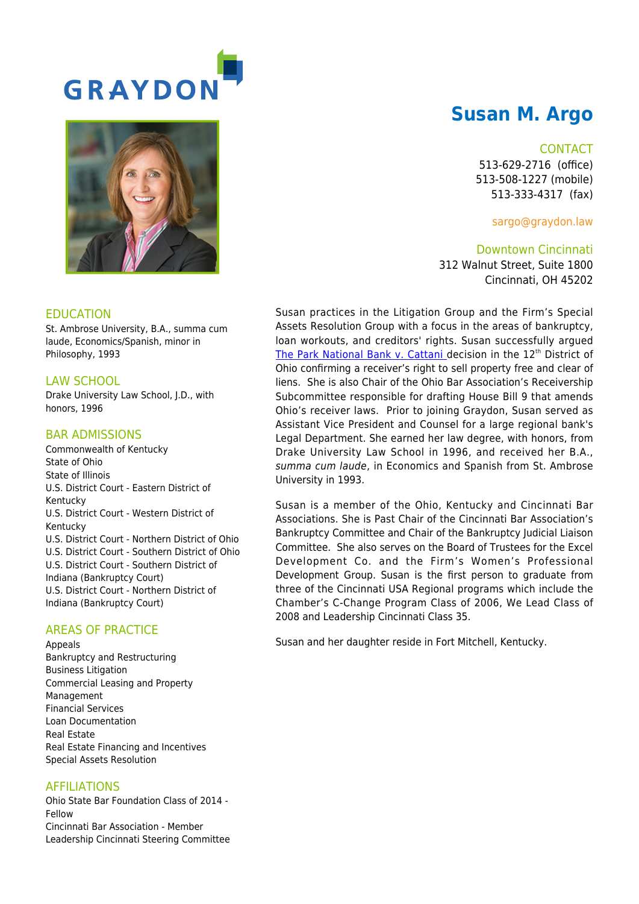GRAYDON

# Susan M. Argo

## CONTACT

513-629-2716 (office)
513-508-1227 (mobile)
513-333-4317 (fax)

sargo@graydon.law

## Downtown Cincinnati

312 Walnut Street, Suite 1800
Cincinnati, OH 45202

## EDUCATION

St. Ambrose University, B.A., summa cum laude, Economics/Spanish, minor in Philosophy, 1993

## LAW SCHOOL

Drake University Law School, J.D., with honors, 1996

## BAR ADMISSIONS

- Commonwealth of Kentucky
- State of Ohio
- State of Illinois
- U.S. District Court - Eastern District of Kentucky
- U.S. District Court - Western District of Kentucky
- U.S. District Court - Northern District of Ohio
- U.S. District Court - Southern District of Ohio
- U.S. District Court - Southern District of Indiana (Bankruptcy Court)
- U.S. District Court - Northern District of Indiana (Bankruptcy Court)

## AREAS OF PRACTICE

- Appeals
- Bankruptcy and Restructuring
- Business Litigation
- Commercial Leasing and Property Management
- Financial Services
- Loan Documentation
- Real Estate
- Real Estate Financing and Incentives
- Special Assets Resolution

## AFFILIATIONS

- Ohio State Bar Foundation Class of 2014 - Fellow
- Cincinnati Bar Association - Member
- Leadership Cincinnati Steering Committee

Susan practices in the Litigation Group and the Firm's Special Assets Resolution Group with a focus in the areas of bankruptcy, loan workouts, and creditors' rights. Susan successfully argued [The Park National Bank v. Cattani](#) decision in the 12th District of Ohio confirming a receiver's right to sell property free and clear of liens. She is also Chair of the Ohio Bar Association's Receivership Subcommittee responsible for drafting House Bill 9 that amends Ohio's receiver laws. Prior to joining Graydon, Susan served as Assistant Vice President and Counsel for a large regional bank's Legal Department. She earned her law degree, with honors, from Drake University Law School in 1996, and received her B.A., *summa cum laude*, in Economics and Spanish from St. Ambrose University in 1993.

Susan is a member of the Ohio, Kentucky and Cincinnati Bar Associations. She is Past Chair of the Cincinnati Bar Association's Bankruptcy Committee and Chair of the Bankruptcy Judicial Liaison Committee. She also serves on the Board of Trustees for the Excel Development Co. and the Firm's Women's Professional Development Group. Susan is the first person to graduate from three of the Cincinnati USA Regional programs which include the Chamber's C-Change Program Class of 2006, We Lead Class of 2008 and Leadership Cincinnati Class 35.

Susan and her daughter reside in Fort Mitchell, Kentucky.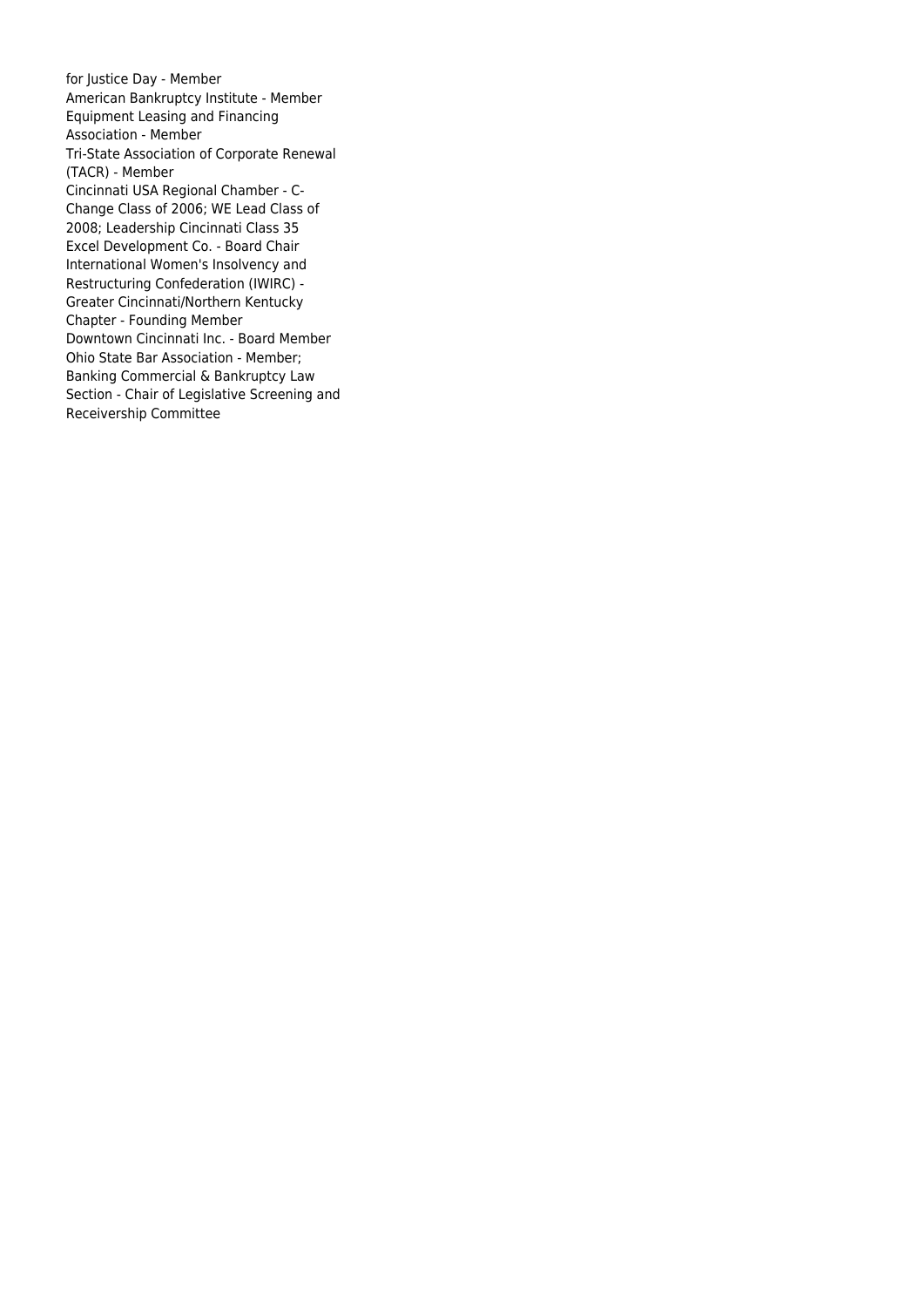for Justice Day - Member
American Bankruptcy Institute - Member
Equipment Leasing and Financing Association - Member
Tri-State Association of Corporate Renewal (TACR) - Member
Cincinnati USA Regional Chamber - C-Change Class of 2006; WE Lead Class of 2008; Leadership Cincinnati Class 35
Excel Development Co. - Board Chair
International Women's Insolvency and Restructuring Confederation (IWIRC) - Greater Cincinnati/Northern Kentucky Chapter - Founding Member
Downtown Cincinnati Inc. - Board Member
Ohio State Bar Association - Member; Banking Commercial & Bankruptcy Law Section - Chair of Legislative Screening and Receivership Committee